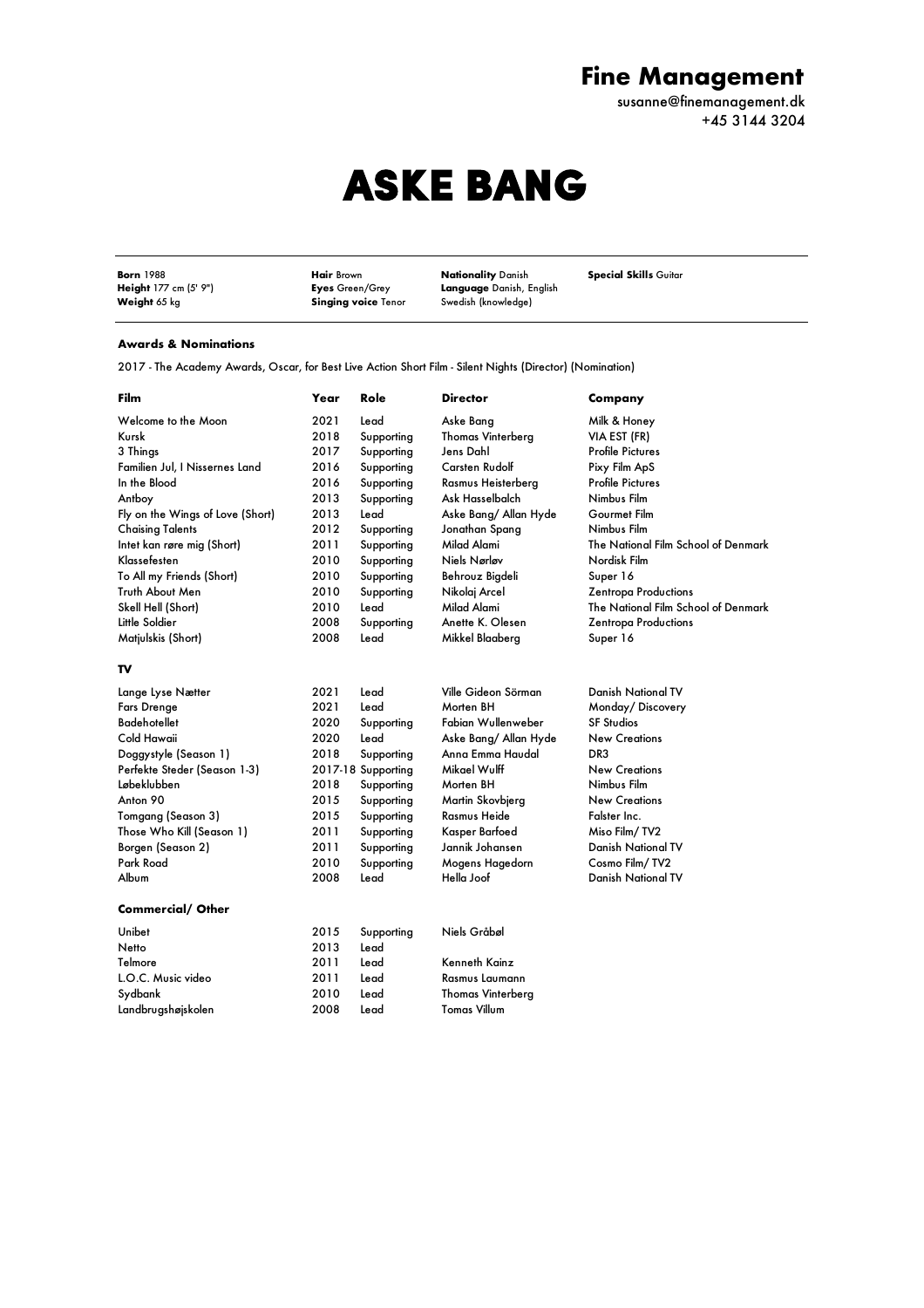# Fine Management

susanne@finemanagement.dk
+45 3144 3204

# ASKE BANG

**Born** 1988
**Height** 177 cm (5' 9")
**Weight** 65 kg

**Hair** Brown
**Eyes** Green/Grey
**Singing voice** Tenor

**Nationality** Danish
**Language** Danish, English
Swedish (knowledge)

**Special Skills** Guitar

### Awards & Nominations

2017 - The Academy Awards, Oscar, for Best Live Action Short Film - Silent Nights (Director) (Nomination)

| Film | Year | Role | Director | Company |
|---|---|---|---|---|
| Welcome to the Moon | 2021 | Lead | Aske Bang | Milk & Honey |
| Kursk | 2018 | Supporting | Thomas Vinterberg | VIA EST (FR) |
| 3 Things | 2017 | Supporting | Jens Dahl | Profile Pictures |
| Familien Jul, I Nissernes Land | 2016 | Supporting | Carsten Rudolf | Pixy Film ApS |
| In the Blood | 2016 | Supporting | Rasmus Heisterberg | Profile Pictures |
| Antboy | 2013 | Supporting | Ask Hasselbalch | Nimbus Film |
| Fly on the Wings of Love (Short) | 2013 | Lead | Aske Bang/ Allan Hyde | Gourmet Film |
| Chaising Talents | 2012 | Supporting | Jonathan Spang | Nimbus Film |
| Intet kan røre mig (Short) | 2011 | Supporting | Milad Alami | The National Film School of Denmark |
| Klassefesten | 2010 | Supporting | Niels Nørløv | Nordisk Film |
| To All my Friends (Short) | 2010 | Supporting | Behrouz Bigdeli | Super 16 |
| Truth About Men | 2010 | Supporting | Nikolaj Arcel | Zentropa Productions |
| Skell Hell (Short) | 2010 | Lead | Milad Alami | The National Film School of Denmark |
| Little Soldier | 2008 | Supporting | Anette K. Olesen | Zentropa Productions |
| Matjulskis (Short) | 2008 | Lead | Mikkel Blaaberg | Super 16 |

| TV | | | | |
|---|---|---|---|---|
| Lange Lyse Nætter | 2021 | Lead | Ville Gideon Sörman | Danish National TV |
| Fars Drenge | 2021 | Lead | Morten BH | Monday/ Discovery |
| Badehotellet | 2020 | Supporting | Fabian Wullenweber | SF Studios |
| Cold Hawaii | 2020 | Lead | Aske Bang/ Allan Hyde | New Creations |
| Doggystyle (Season 1) | 2018 | Supporting | Anna Emma Haudal | DR3 |
| Perfekte Steder (Season 1-3) | 2017-18 | Supporting | Mikael Wulff | New Creations |
| Løbeklubben | 2018 | Supporting | Morten BH | Nimbus Film |
| Anton 90 | 2015 | Supporting | Martin Skovbjerg | New Creations |
| Tomgang (Season 3) | 2015 | Supporting | Rasmus Heide | Falster Inc. |
| Those Who Kill (Season 1) | 2011 | Supporting | Kasper Barfoed | Miso Film/ TV2 |
| Borgen (Season 2) | 2011 | Supporting | Jannik Johansen | Danish National TV |
| Park Road | 2010 | Supporting | Mogens Hagedorn | Cosmo Film/ TV2 |
| Album | 2008 | Lead | Hella Joof | Danish National TV |

| Commercial/ Other | | | |
|---|---|---|---|
| Unibet | 2015 | Supporting | Niels Gråbøl |
| Netto | 2013 | Lead | |
| Telmore | 2011 | Lead | Kenneth Kainz |
| L.O.C. Music video | 2011 | Lead | Rasmus Laumann |
| Sydbank | 2010 | Lead | Thomas Vinterberg |
| Landbrugshøjskolen | 2008 | Lead | Tomas Villum |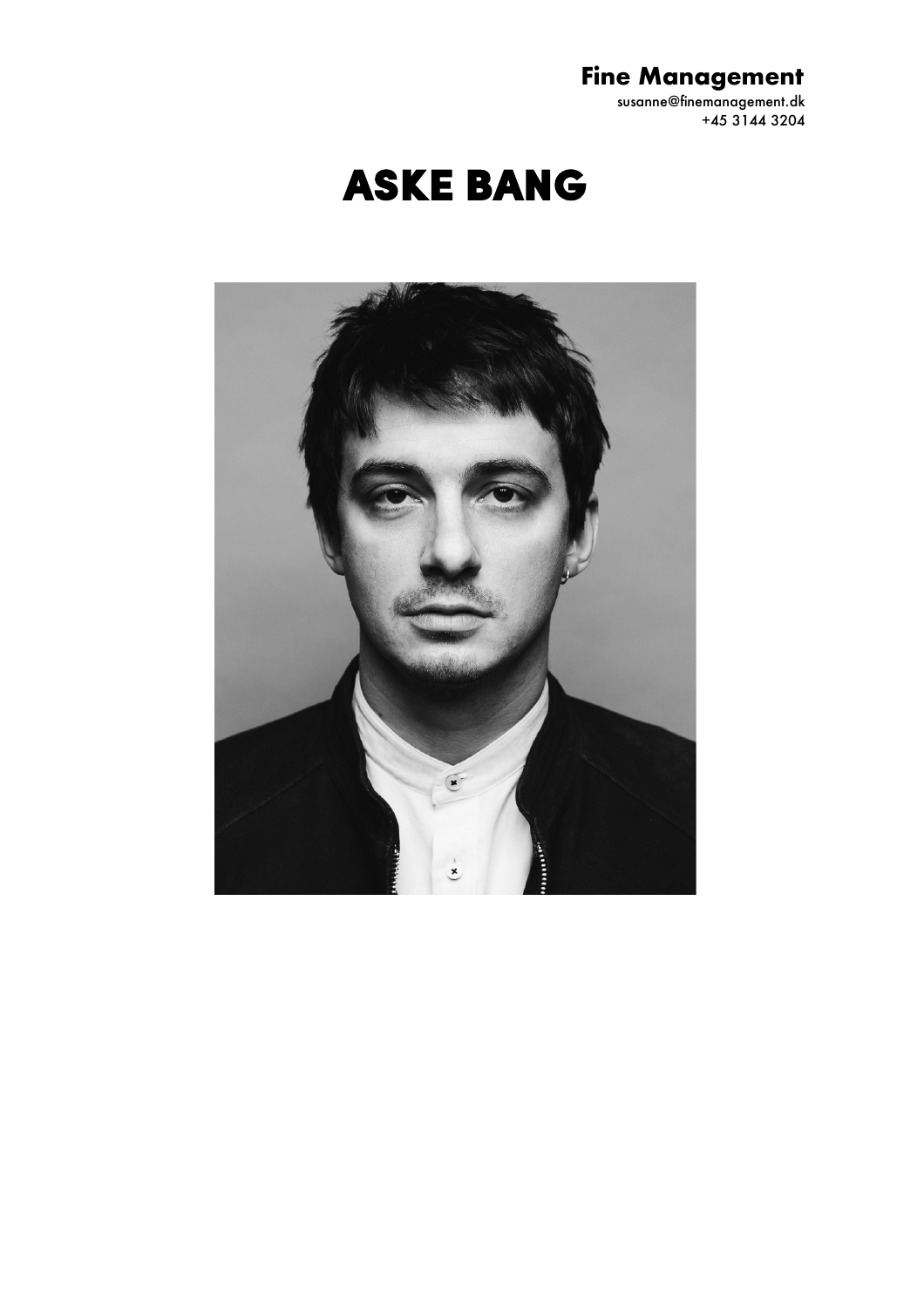**Fine Management**
susanne@finemanagement.dk
+45 3144 3204

# ASKE BANG